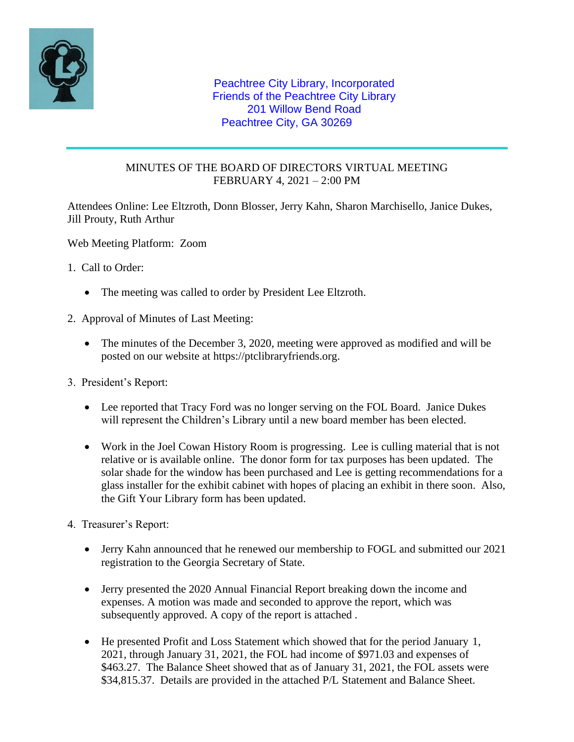Peachtree City Library, Incorporated
Friends of the Peachtree City Library
201 Willow Bend Road
Peachtree City, GA 30269

---

## MINUTES OF THE BOARD OF DIRECTORS VIRTUAL MEETING
## FEBRUARY 4, 2021 – 2:00 PM

Attendees Online: Lee Eltzroth, Donn Blosser, Jerry Kahn, Sharon Marchisello, Janice Dukes, Jill Prouty, Ruth Arthur

Web Meeting Platform: Zoom

1. Call to Order:

    - The meeting was called to order by President Lee Eltzroth.

2. Approval of Minutes of Last Meeting:

    - The minutes of the December 3, 2020, meeting were approved as modified and will be posted on our website at https://ptclibraryfriends.org.

3. President's Report:

    - Lee reported that Tracy Ford was no longer serving on the FOL Board. Janice Dukes will represent the Children's Library until a new board member has been elected.

    - Work in the Joel Cowan History Room is progressing. Lee is culling material that is not relative or is available online. The donor form for tax purposes has been updated. The solar shade for the window has been purchased and Lee is getting recommendations for a glass installer for the exhibit cabinet with hopes of placing an exhibit in there soon. Also, the Gift Your Library form has been updated.

4. Treasurer's Report:

    - Jerry Kahn announced that he renewed our membership to FOGL and submitted our 2021 registration to the Georgia Secretary of State.

    - Jerry presented the 2020 Annual Financial Report breaking down the income and expenses. A motion was made and seconded to approve the report, which was subsequently approved. A copy of the report is attached .

    - He presented Profit and Loss Statement which showed that for the period January 1, 2021, through January 31, 2021, the FOL had income of $971.03 and expenses of $463.27. The Balance Sheet showed that as of January 31, 2021, the FOL assets were $34,815.37. Details are provided in the attached P/L Statement and Balance Sheet.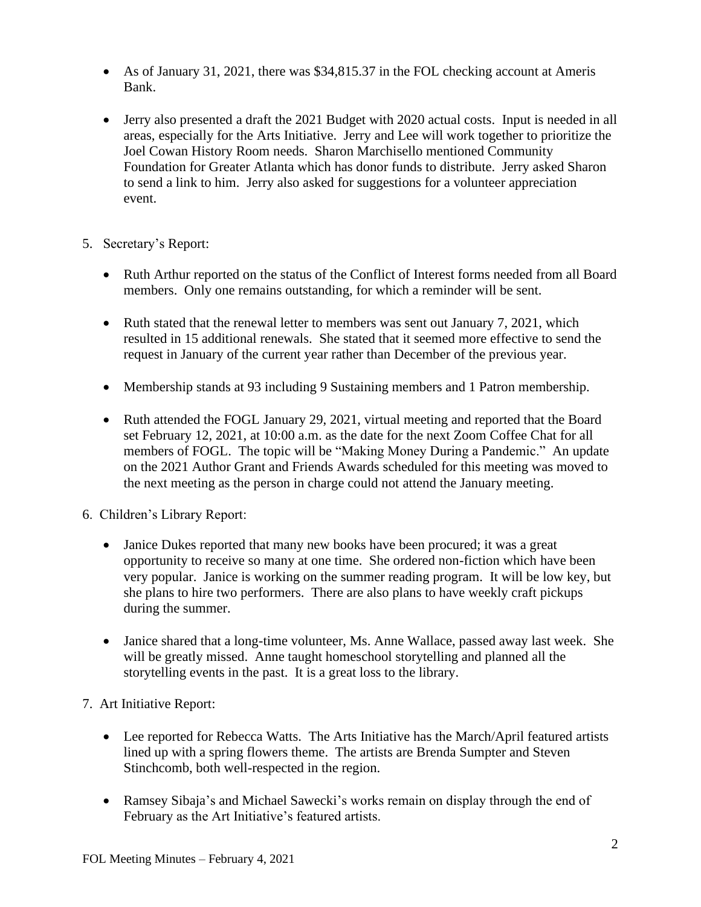- As of January 31, 2021, there was $34,815.37 in the FOL checking account at Ameris Bank.

- Jerry also presented a draft the 2021 Budget with 2020 actual costs. Input is needed in all areas, especially for the Arts Initiative. Jerry and Lee will work together to prioritize the Joel Cowan History Room needs. Sharon Marchisello mentioned Community Foundation for Greater Atlanta which has donor funds to distribute. Jerry asked Sharon to send a link to him. Jerry also asked for suggestions for a volunteer appreciation event.

5. Secretary's Report:

   - Ruth Arthur reported on the status of the Conflict of Interest forms needed from all Board members. Only one remains outstanding, for which a reminder will be sent.

   - Ruth stated that the renewal letter to members was sent out January 7, 2021, which resulted in 15 additional renewals. She stated that it seemed more effective to send the request in January of the current year rather than December of the previous year.

   - Membership stands at 93 including 9 Sustaining members and 1 Patron membership.

   - Ruth attended the FOGL January 29, 2021, virtual meeting and reported that the Board set February 12, 2021, at 10:00 a.m. as the date for the next Zoom Coffee Chat for all members of FOGL. The topic will be "Making Money During a Pandemic." An update on the 2021 Author Grant and Friends Awards scheduled for this meeting was moved to the next meeting as the person in charge could not attend the January meeting.

6. Children's Library Report:

   - Janice Dukes reported that many new books have been procured; it was a great opportunity to receive so many at one time. She ordered non-fiction which have been very popular. Janice is working on the summer reading program. It will be low key, but she plans to hire two performers. There are also plans to have weekly craft pickups during the summer.

   - Janice shared that a long-time volunteer, Ms. Anne Wallace, passed away last week. She will be greatly missed. Anne taught homeschool storytelling and planned all the storytelling events in the past. It is a great loss to the library.

7. Art Initiative Report:

   - Lee reported for Rebecca Watts. The Arts Initiative has the March/April featured artists lined up with a spring flowers theme. The artists are Brenda Sumpter and Steven Stinchcomb, both well-respected in the region.

   - Ramsey Sibaja's and Michael Sawecki's works remain on display through the end of February as the Art Initiative's featured artists.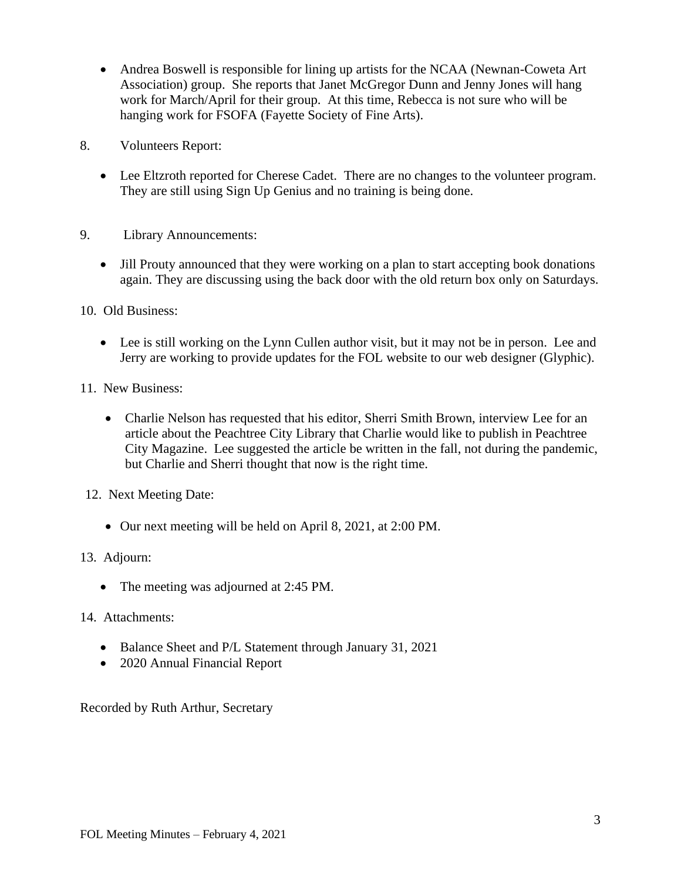- Andrea Boswell is responsible for lining up artists for the NCAA (Newnan-Coweta Art Association) group. She reports that Janet McGregor Dunn and Jenny Jones will hang work for March/April for their group. At this time, Rebecca is not sure who will be hanging work for FSOFA (Fayette Society of Fine Arts).

8. Volunteers Report:

   - Lee Eltzroth reported for Cherese Cadet. There are no changes to the volunteer program. They are still using Sign Up Genius and no training is being done.

9. Library Announcements:

   - Jill Prouty announced that they were working on a plan to start accepting book donations again. They are discussing using the back door with the old return box only on Saturdays.

10. Old Business:

    - Lee is still working on the Lynn Cullen author visit, but it may not be in person. Lee and Jerry are working to provide updates for the FOL website to our web designer (Glyphic).

11. New Business:

    - Charlie Nelson has requested that his editor, Sherri Smith Brown, interview Lee for an article about the Peachtree City Library that Charlie would like to publish in Peachtree City Magazine. Lee suggested the article be written in the fall, not during the pandemic, but Charlie and Sherri thought that now is the right time.

12. Next Meeting Date:

    - Our next meeting will be held on April 8, 2021, at 2:00 PM.

13. Adjourn:

    - The meeting was adjourned at 2:45 PM.

14. Attachments:

    - Balance Sheet and P/L Statement through January 31, 2021
    - 2020 Annual Financial Report

Recorded by Ruth Arthur, Secretary